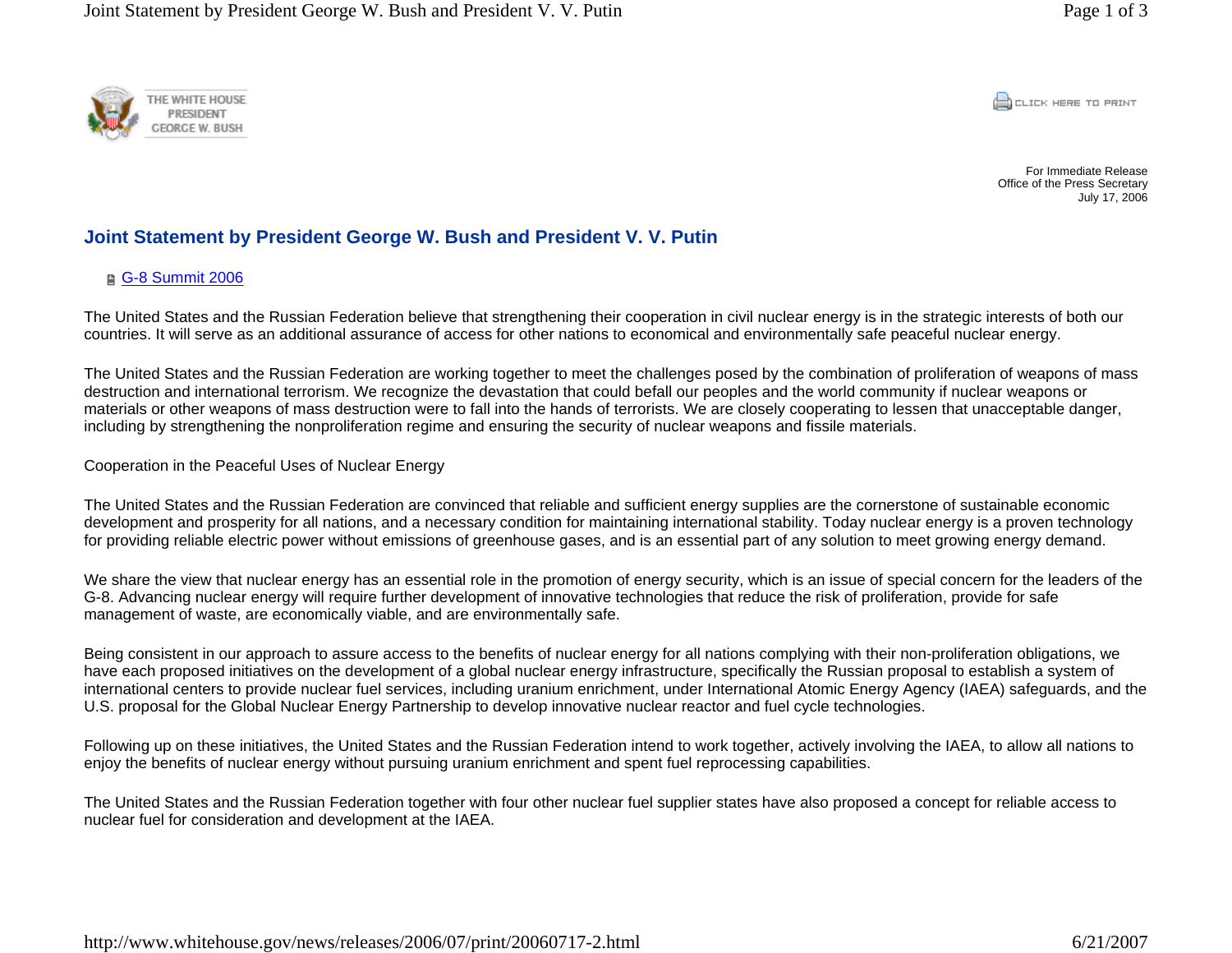THE WHITE HOUSE
PRESIDENT
GEORGE W. BUSH

CLICK HERE TO PRINT

For Immediate Release
Office of the Press Secretary
July 17, 2006

# Joint Statement by President George W. Bush and President V. V. Putin

G-8 Summit 2006

The United States and the Russian Federation believe that strengthening their cooperation in civil nuclear energy is in the strategic interests of both our countries. It will serve as an additional assurance of access for other nations to economical and environmentally safe peaceful nuclear energy.

The United States and the Russian Federation are working together to meet the challenges posed by the combination of proliferation of weapons of mass destruction and international terrorism. We recognize the devastation that could befall our peoples and the world community if nuclear weapons or materials or other weapons of mass destruction were to fall into the hands of terrorists. We are closely cooperating to lessen that unacceptable danger, including by strengthening the nonproliferation regime and ensuring the security of nuclear weapons and fissile materials.

Cooperation in the Peaceful Uses of Nuclear Energy

The United States and the Russian Federation are convinced that reliable and sufficient energy supplies are the cornerstone of sustainable economic development and prosperity for all nations, and a necessary condition for maintaining international stability. Today nuclear energy is a proven technology for providing reliable electric power without emissions of greenhouse gases, and is an essential part of any solution to meet growing energy demand.

We share the view that nuclear energy has an essential role in the promotion of energy security, which is an issue of special concern for the leaders of the G-8. Advancing nuclear energy will require further development of innovative technologies that reduce the risk of proliferation, provide for safe management of waste, are economically viable, and are environmentally safe.

Being consistent in our approach to assure access to the benefits of nuclear energy for all nations complying with their non-proliferation obligations, we have each proposed initiatives on the development of a global nuclear energy infrastructure, specifically the Russian proposal to establish a system of international centers to provide nuclear fuel services, including uranium enrichment, under International Atomic Energy Agency (IAEA) safeguards, and the U.S. proposal for the Global Nuclear Energy Partnership to develop innovative nuclear reactor and fuel cycle technologies.

Following up on these initiatives, the United States and the Russian Federation intend to work together, actively involving the IAEA, to allow all nations to enjoy the benefits of nuclear energy without pursuing uranium enrichment and spent fuel reprocessing capabilities.

The United States and the Russian Federation together with four other nuclear fuel supplier states have also proposed a concept for reliable access to nuclear fuel for consideration and development at the IAEA.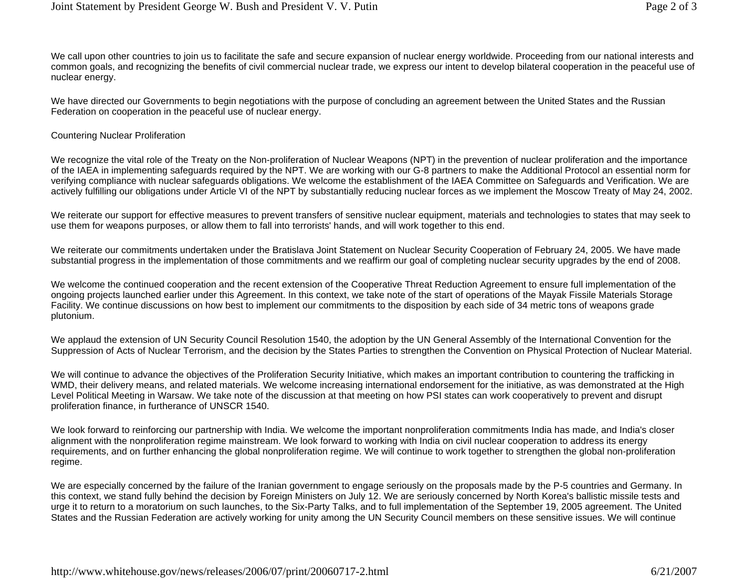We call upon other countries to join us to facilitate the safe and secure expansion of nuclear energy worldwide. Proceeding from our national interests and common goals, and recognizing the benefits of civil commercial nuclear trade, we express our intent to develop bilateral cooperation in the peaceful use of nuclear energy.

We have directed our Governments to begin negotiations with the purpose of concluding an agreement between the United States and the Russian Federation on cooperation in the peaceful use of nuclear energy.

## Countering Nuclear Proliferation

We recognize the vital role of the Treaty on the Non-proliferation of Nuclear Weapons (NPT) in the prevention of nuclear proliferation and the importance of the IAEA in implementing safeguards required by the NPT. We are working with our G-8 partners to make the Additional Protocol an essential norm for verifying compliance with nuclear safeguards obligations. We welcome the establishment of the IAEA Committee on Safeguards and Verification. We are actively fulfilling our obligations under Article VI of the NPT by substantially reducing nuclear forces as we implement the Moscow Treaty of May 24, 2002.

We reiterate our support for effective measures to prevent transfers of sensitive nuclear equipment, materials and technologies to states that may seek to use them for weapons purposes, or allow them to fall into terrorists' hands, and will work together to this end.

We reiterate our commitments undertaken under the Bratislava Joint Statement on Nuclear Security Cooperation of February 24, 2005. We have made substantial progress in the implementation of those commitments and we reaffirm our goal of completing nuclear security upgrades by the end of 2008.

We welcome the continued cooperation and the recent extension of the Cooperative Threat Reduction Agreement to ensure full implementation of the ongoing projects launched earlier under this Agreement. In this context, we take note of the start of operations of the Mayak Fissile Materials Storage Facility. We continue discussions on how best to implement our commitments to the disposition by each side of 34 metric tons of weapons grade plutonium.

We applaud the extension of UN Security Council Resolution 1540, the adoption by the UN General Assembly of the International Convention for the Suppression of Acts of Nuclear Terrorism, and the decision by the States Parties to strengthen the Convention on Physical Protection of Nuclear Material.

We will continue to advance the objectives of the Proliferation Security Initiative, which makes an important contribution to countering the trafficking in WMD, their delivery means, and related materials. We welcome increasing international endorsement for the initiative, as was demonstrated at the High Level Political Meeting in Warsaw. We take note of the discussion at that meeting on how PSI states can work cooperatively to prevent and disrupt proliferation finance, in furtherance of UNSCR 1540.

We look forward to reinforcing our partnership with India. We welcome the important nonproliferation commitments India has made, and India's closer alignment with the nonproliferation regime mainstream. We look forward to working with India on civil nuclear cooperation to address its energy requirements, and on further enhancing the global nonproliferation regime. We will continue to work together to strengthen the global non-proliferation regime.

We are especially concerned by the failure of the Iranian government to engage seriously on the proposals made by the P-5 countries and Germany. In this context, we stand fully behind the decision by Foreign Ministers on July 12. We are seriously concerned by North Korea's ballistic missile tests and urge it to return to a moratorium on such launches, to the Six-Party Talks, and to full implementation of the September 19, 2005 agreement. The United States and the Russian Federation are actively working for unity among the UN Security Council members on these sensitive issues. We will continue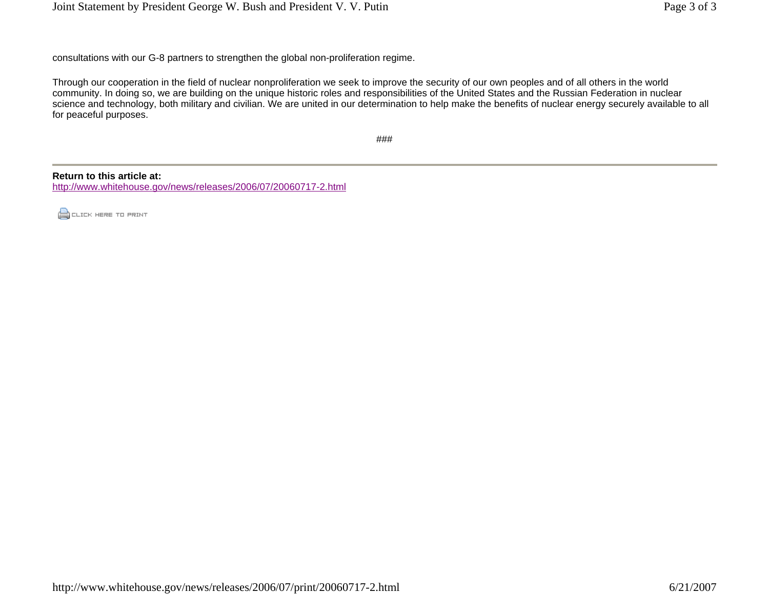consultations with our G-8 partners to strengthen the global non-proliferation regime.

Through our cooperation in the field of nuclear nonproliferation we seek to improve the security of our own peoples and of all others in the world community. In doing so, we are building on the unique historic roles and responsibilities of the United States and the Russian Federation in nuclear science and technology, both military and civilian. We are united in our determination to help make the benefits of nuclear energy securely available to all for peaceful purposes.

###

---

**Return to this article at:**
http://www.whitehouse.gov/news/releases/2006/07/20060717-2.html

CLICK HERE TO PRINT